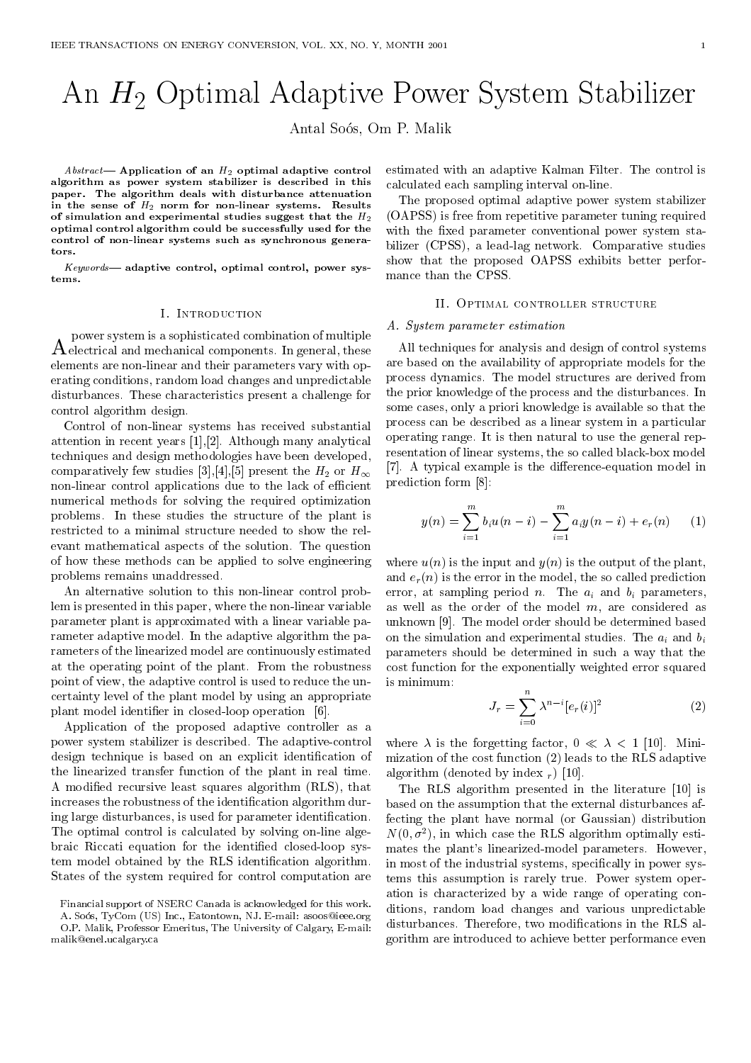# An $H_2$ Optimal Adaptive Power System Stabilizer

Antal Soós, Om P. Malik

*Abstract*— **Application of an $H_2$ optimal adaptive control algorithm as power system stabilizer is described in this paper. The algorithm deals with disturbance attenuation in the sense of $H_2$ norm for non-linear systems. Results of simulation and experimental studies suggest that the $H_2$ optimal control algorithm could be successfully used for the control of non-linear systems such as synchronous generators.**

*Keywords*— **adaptive control, optimal control, power systems.**

## I. Introduction

A power system is a sophisticated combination of multiple electrical and mechanical components. In general, these elements are non-linear and their parameters vary with operating conditions, random load changes and unpredictable disturbances. These characteristics present a challenge for control algorithm design.

Control of non-linear systems has received substantial attention in recent years [1],[2]. Although many analytical techniques and design methodologies have been developed, comparatively few studies [3],[4],[5] present the $H_2$ or $H_\infty$ non-linear control applications due to the lack of efficient numerical methods for solving the required optimization problems. In these studies the structure of the plant is restricted to a minimal structure needed to show the relevant mathematical aspects of the solution. The question of how these methods can be applied to solve engineering problems remains unaddressed.

An alternative solution to this non-linear control problem is presented in this paper, where the non-linear variable parameter plant is approximated with a linear variable parameter adaptive model. In the adaptive algorithm the parameters of the linearized model are continuously estimated at the operating point of the plant. From the robustness point of view, the adaptive control is used to reduce the uncertainty level of the plant model by using an appropriate plant model identifier in closed-loop operation [6].

Application of the proposed adaptive controller as a power system stabilizer is described. The adaptive-control design technique is based on an explicit identification of the linearized transfer function of the plant in real time. A modified recursive least squares algorithm (RLS), that increases the robustness of the identification algorithm during large disturbances, is used for parameter identification. The optimal control is calculated by solving on-line algebraic Riccati equation for the identified closed-loop system model obtained by the RLS identification algorithm. States of the system required for control computation are estimated with an adaptive Kalman Filter. The control is calculated each sampling interval on-line.

The proposed optimal adaptive power system stabilizer (OAPSS) is free from repetitive parameter tuning required with the fixed parameter conventional power system stabilizer (CPSS), a lead-lag network. Comparative studies show that the proposed OAPSS exhibits better performance than the CPSS.

## II. Optimal controller structure

### A. System parameter estimation

All techniques for analysis and design of control systems are based on the availability of appropriate models for the process dynamics. The model structures are derived from the prior knowledge of the process and the disturbances. In some cases, only a priori knowledge is available so that the process can be described as a linear system in a particular operating range. It is then natural to use the general representation of linear systems, the so called black-box model [7]. A typical example is the difference-equation model in prediction form [8]:

$$y(n) = \sum_{i=1}^{m} b_i u(n-i) - \sum_{i=1}^{m} a_i y(n-i) + e_r(n) \qquad (1)$$

where $u(n)$ is the input and $y(n)$ is the output of the plant, and $e_r(n)$ is the error in the model, the so called prediction error, at sampling period $n$. The $a_i$ and $b_i$ parameters, as well as the order of the model $m$, are considered as unknown [9]. The model order should be determined based on the simulation and experimental studies. The $a_i$ and $b_i$ parameters should be determined in such a way that the cost function for the exponentially weighted error squared is minimum:

$$J_r = \sum_{i=0}^{n} \lambda^{n-i}[e_r(i)]^2 \qquad (2)$$

where $\lambda$ is the forgetting factor, $0 \ll \lambda < 1$ [10]. Minimization of the cost function (2) leads to the RLS adaptive algorithm (denoted by index $_r$) [10].

The RLS algorithm presented in the literature [10] is based on the assumption that the external disturbances affecting the plant have normal (or Gaussian) distribution $N(0, \sigma^2)$, in which case the RLS algorithm optimally estimates the plant's linearized-model parameters. However, in most of the industrial systems, specifically in power systems this assumption is rarely true. Power system operation is characterized by a wide range of operating conditions, random load changes and various unpredictable disturbances. Therefore, two modifications in the RLS algorithm are introduced to achieve better performance even

---

Financial support of NSERC Canada is acknowledged for this work.
A. Soós, TyCom (US) Inc., Eatontown, NJ. E-mail: asoos@ieee.org
O.P. Malik, Professor Emeritus, The University of Calgary, E-mail: malik@enel.ucalgary.ca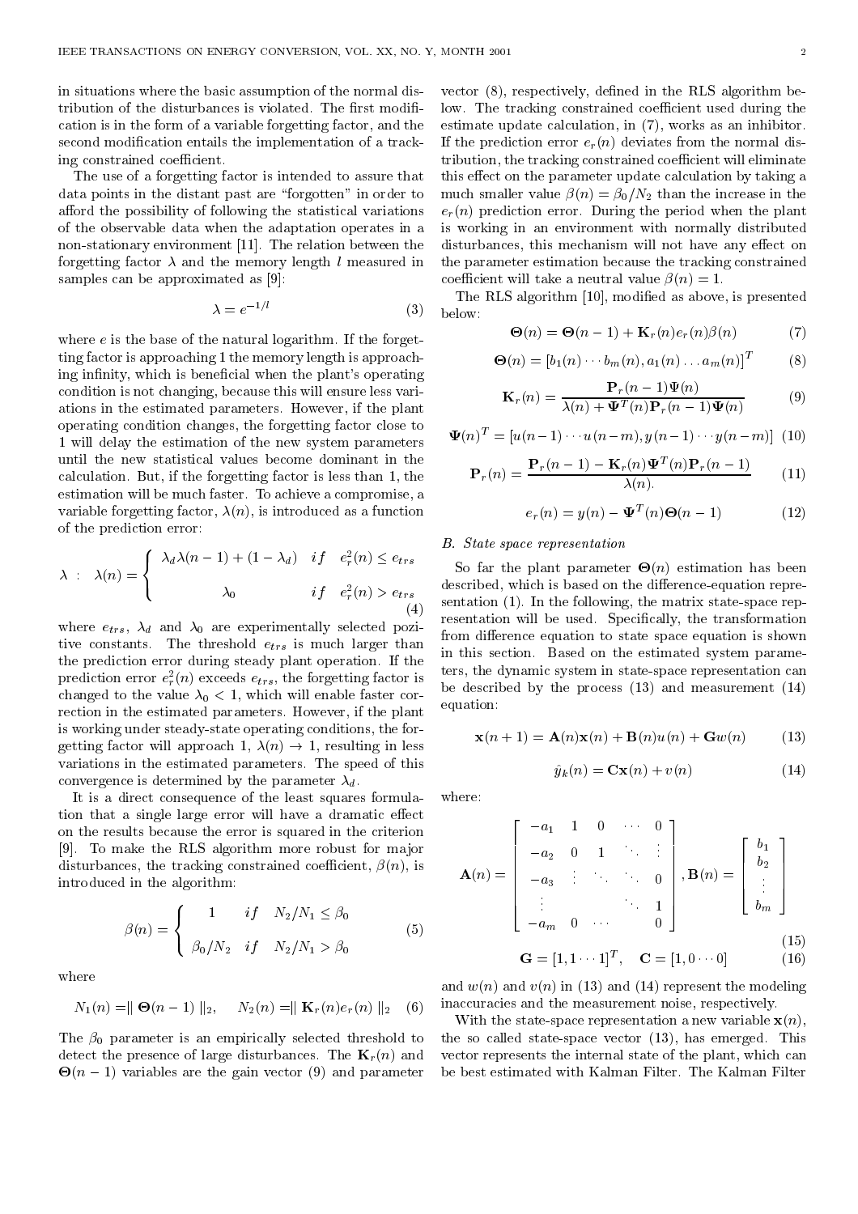in situations where the basic assumption of the normal distribution of the disturbances is violated. The first modification is in the form of a variable forgetting factor, and the second modification entails the implementation of a tracking constrained coefficient.

The use of a forgetting factor is intended to assure that data points in the distant past are "forgotten" in order to afford the possibility of following the statistical variations of the observable data when the adaptation operates in a non-stationary environment [11]. The relation between the forgetting factor $\lambda$ and the memory length $l$ measured in samples can be approximated as [9]:

$$\lambda = e^{-1/l} \tag{3}$$

where $e$ is the base of the natural logarithm. If the forgetting factor is approaching 1 the memory length is approaching infinity, which is beneficial when the plant's operating condition is not changing, because this will ensure less variations in the estimated parameters. However, if the plant operating condition changes, the forgetting factor close to 1 will delay the estimation of the new system parameters until the new statistical values become dominant in the calculation. But, if the forgetting factor is less than 1, the estimation will be much faster. To achieve a compromise, a variable forgetting factor, $\lambda(n)$, is introduced as a function of the prediction error:

$$\lambda \ : \ \lambda(n) = \begin{cases} \lambda_d \lambda(n-1) + (1 - \lambda_d) & if \quad e_r^2(n) \le e_{trs} \\ \\ \lambda_0 & if \quad e_r^2(n) > e_{trs} \end{cases} \tag{4}$$

where $e_{trs}$, $\lambda_d$ and $\lambda_0$ are experimentally selected pozitive constants. The threshold $e_{trs}$ is much larger than the prediction error during steady plant operation. If the prediction error $e_r^2(n)$ exceeds $e_{trs}$, the forgetting factor is changed to the value $\lambda_0 < 1$, which will enable faster correction in the estimated parameters. However, if the plant is working under steady-state operating conditions, the forgetting factor will approach 1, $\lambda(n) \to 1$, resulting in less variations in the estimated parameters. The speed of this convergence is determined by the parameter $\lambda_d$.

It is a direct consequence of the least squares formulation that a single large error will have a dramatic effect on the results because the error is squared in the criterion [9]. To make the RLS algorithm more robust for major disturbances, the tracking constrained coefficient, $\beta(n)$, is introduced in the algorithm:

$$\beta(n) = \begin{cases} 1 & if \quad N_2/N_1 \le \beta_0 \\ \\ \beta_0/N_2 & if \quad N_2/N_1 > \beta_0 \end{cases} \tag{5}$$

where

$$N_1(n) = \parallel \boldsymbol{\Theta}(n-1) \parallel_2, \qquad N_2(n) = \parallel \mathbf{K}_r(n) e_r(n) \parallel_2 \tag{6}$$

The $\beta_0$ parameter is an empirically selected threshold to detect the presence of large disturbances. The $\mathbf{K}_r(n)$ and $\boldsymbol{\Theta}(n-1)$ variables are the gain vector (9) and parameter vector (8), respectively, defined in the RLS algorithm below. The tracking constrained coefficient used during the estimate update calculation, in (7), works as an inhibitor. If the prediction error $e_r(n)$ deviates from the normal distribution, the tracking constrained coefficient will eliminate this effect on the parameter update calculation by taking a much smaller value $\beta(n) = \beta_0/N_2$ than the increase in the $e_r(n)$ prediction error. During the period when the plant is working in an environment with normally distributed disturbances, this mechanism will not have any effect on the parameter estimation because the tracking constrained coefficient will take a neutral value $\beta(n) = 1$.

The RLS algorithm [10], modified as above, is presented below:

$$\boldsymbol{\Theta}(n) = \boldsymbol{\Theta}(n-1) + \mathbf{K}_r(n) e_r(n) \beta(n) \tag{7}$$

$$\boldsymbol{\Theta}(n) = [b_1(n) \cdots b_m(n), a_1(n) \dots a_m(n)]^T \tag{8}$$

$$\mathbf{K}_r(n) = \frac{\mathbf{P}_r(n-1)\boldsymbol{\Psi}(n)}{\lambda(n) + \boldsymbol{\Psi}^T(n)\mathbf{P}_r(n-1)\boldsymbol{\Psi}(n)} \tag{9}$$

$$\boldsymbol{\Psi}(n)^T = [u(n-1) \cdots u(n-m), y(n-1) \cdots y(n-m)] \tag{10}$$

$$\mathbf{P}_r(n) = \frac{\mathbf{P}_r(n-1) - \mathbf{K}_r(n)\boldsymbol{\Psi}^T(n)\mathbf{P}_r(n-1)}{\lambda(n).} \tag{11}$$

$$e_r(n) = y(n) - \boldsymbol{\Psi}^T(n)\boldsymbol{\Theta}(n-1) \tag{12}$$

### *B. State space representation*

So far the plant parameter $\boldsymbol{\Theta}(n)$ estimation has been described, which is based on the difference-equation representation (1). In the following, the matrix state-space representation will be used. Specifically, the transformation from difference equation to state space equation is shown in this section. Based on the estimated system parameters, the dynamic system in state-space representation can be described by the process (13) and measurement (14) equation:

$$\mathbf{x}(n+1) = \mathbf{A}(n)\mathbf{x}(n) + \mathbf{B}(n)u(n) + \mathbf{G}w(n) \tag{13}$$

$$\hat{y}_k(n) = \mathbf{C}\mathbf{x}(n) + v(n) \tag{14}$$

where:

$$\mathbf{A}(n) = \begin{bmatrix} -a_1 & 1 & 0 & \cdots & 0 \\ -a_2 & 0 & 1 & \ddots & \vdots \\ -a_3 & \vdots & \ddots & \ddots & 0 \\ \vdots & & & \ddots & 1 \\ -a_m & 0 & \cdots & & 0 \end{bmatrix}, \mathbf{B}(n) = \begin{bmatrix} b_1 \\ b_2 \\ \vdots \\ b_m \end{bmatrix} \tag{15}$$

$$\mathbf{G} = [1, 1 \cdots 1]^T, \quad \mathbf{C} = [1, 0 \cdots 0] \tag{16}$$

and $w(n)$ and $v(n)$ in (13) and (14) represent the modeling inaccuracies and the measurement noise, respectively.

With the state-space representation a new variable $\mathbf{x}(n)$, the so called state-space vector (13), has emerged. This vector represents the internal state of the plant, which can be best estimated with Kalman Filter. The Kalman Filter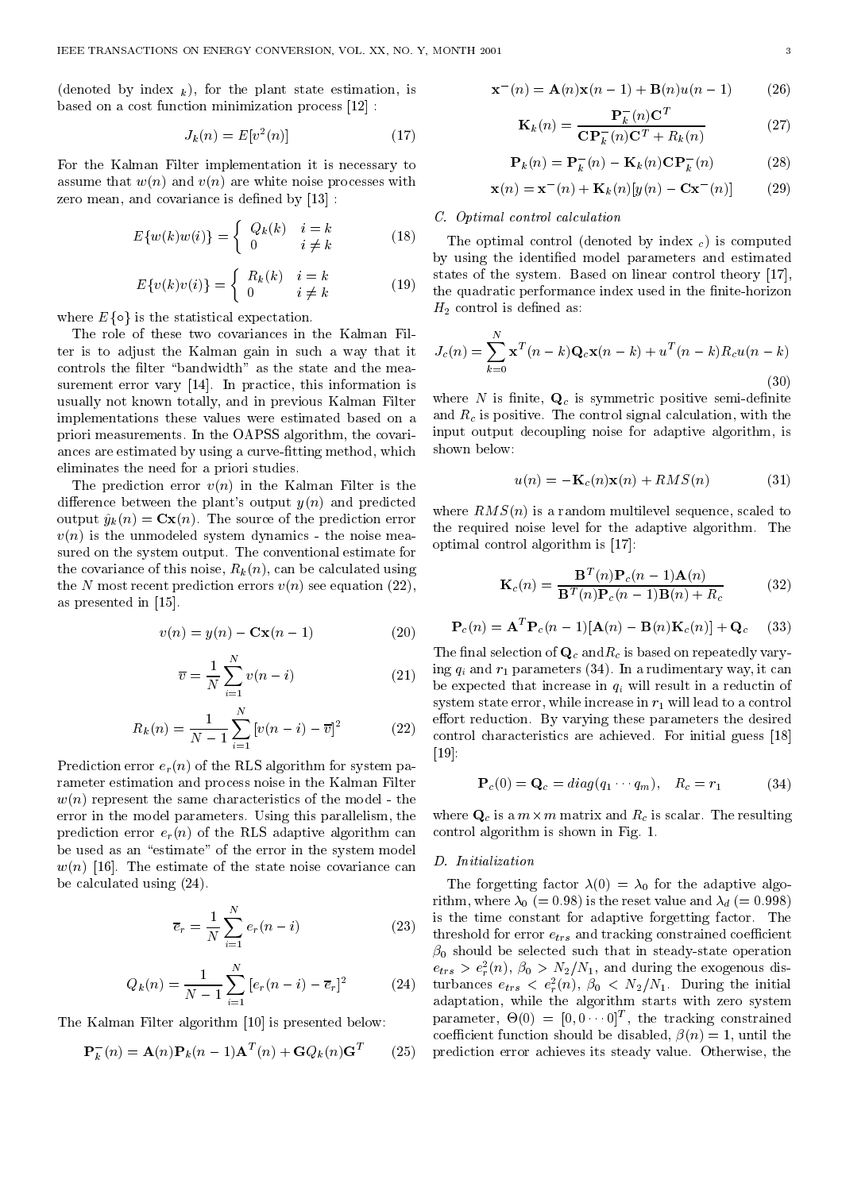(denoted by index $_k$), for the plant state estimation, is based on a cost function minimization process [12] :

$$J_k(n) = E[v^2(n)] \tag{17}$$

For the Kalman Filter implementation it is necessary to assume that $w(n)$ and $v(n)$ are white noise processes with zero mean, and covariance is defined by [13] :

$$E\{w(k)w(i)\} = \begin{cases} Q_k(k) & i = k \\ 0 & i \neq k \end{cases} \tag{18}$$

$$E\{v(k)v(i)\} = \begin{cases} R_k(k) & i = k \\ 0 & i \neq k \end{cases} \tag{19}$$

where $E\{\circ\}$ is the statistical expectation.

The role of these two covariances in the Kalman Filter is to adjust the Kalman gain in such a way that it controls the filter "bandwidth" as the state and the measurement error vary [14]. In practice, this information is usually not known totally, and in previous Kalman Filter implementations these values were estimated based on a priori measurements. In the OAPSS algorithm, the covariances are estimated by using a curve-fitting method, which eliminates the need for a priori studies.

The prediction error $v(n)$ in the Kalman Filter is the difference between the plant's output $y(n)$ and predicted output $\hat{y}_k(n) = \mathbf{C}\mathbf{x}(n)$. The source of the prediction error $v(n)$ is the unmodeled system dynamics - the noise measured on the system output. The conventional estimate for the covariance of this noise, $R_k(n)$, can be calculated using the $N$ most recent prediction errors $v(n)$ see equation (22), as presented in [15].

$$v(n) = y(n) - \mathbf{C}\mathbf{x}(n-1) \tag{20}$$

$$\overline{v} = \frac{1}{N}\sum_{i=1}^{N} v(n-i) \tag{21}$$

$$R_k(n) = \frac{1}{N-1}\sum_{i=1}^{N}\left[v(n-i) - \overline{v}\right]^2 \tag{22}$$

Prediction error $e_r(n)$ of the RLS algorithm for system parameter estimation and process noise in the Kalman Filter $w(n)$ represent the same characteristics of the model - the error in the model parameters. Using this parallelism, the prediction error $e_r(n)$ of the RLS adaptive algorithm can be used as an "estimate" of the error in the system model $w(n)$ [16]. The estimate of the state noise covariance can be calculated using (24).

$$\overline{e}_r = \frac{1}{N}\sum_{i=1}^{N} e_r(n-i) \tag{23}$$

$$Q_k(n) = \frac{1}{N-1}\sum_{i=1}^{N}\left[e_r(n-i) - \overline{e}_r\right]^2 \tag{24}$$

The Kalman Filter algorithm [10] is presented below:

$$\mathbf{P}_k^-(n) = \mathbf{A}(n)\mathbf{P}_k(n-1)\mathbf{A}^T(n) + \mathbf{G}Q_k(n)\mathbf{G}^T \tag{25}$$

$$\mathbf{x}^-(n) = \mathbf{A}(n)\mathbf{x}(n-1) + \mathbf{B}(n)u(n-1) \tag{26}$$

$$\mathbf{K}_k(n) = \frac{\mathbf{P}_k^-(n)\mathbf{C}^T}{\mathbf{C}\mathbf{P}_k^-(n)\mathbf{C}^T + R_k(n)} \tag{27}$$

$$\mathbf{P}_k(n) = \mathbf{P}_k^-(n) - \mathbf{K}_k(n)\mathbf{C}\mathbf{P}_k^-(n) \tag{28}$$

$$\mathbf{x}(n) = \mathbf{x}^-(n) + \mathbf{K}_k(n)[y(n) - \mathbf{C}\mathbf{x}^-(n)] \tag{29}$$

### C. Optimal control calculation

The optimal control (denoted by index $_c$) is computed by using the identified model parameters and estimated states of the system. Based on linear control theory [17], the quadratic performance index used in the finite-horizon $H_2$ control is defined as:

$$J_c(n) = \sum_{k=0}^{N} \mathbf{x}^T(n-k)\mathbf{Q}_c\mathbf{x}(n-k) + u^T(n-k)R_c u(n-k) \tag{30}$$

where $N$ is finite, $\mathbf{Q}_c$ is symmetric positive semi-definite and $R_c$ is positive. The control signal calculation, with the input output decoupling noise for adaptive algorithm, is shown below:

$$u(n) = -\mathbf{K}_c(n)\mathbf{x}(n) + RMS(n) \tag{31}$$

where $RMS(n)$ is a random multilevel sequence, scaled to the required noise level for the adaptive algorithm. The optimal control algorithm is [17]:

$$\mathbf{K}_c(n) = \frac{\mathbf{B}^T(n)\mathbf{P}_c(n-1)\mathbf{A}(n)}{\mathbf{B}^T(n)\mathbf{P}_c(n-1)\mathbf{B}(n) + R_c} \tag{32}$$

$$\mathbf{P}_c(n) = \mathbf{A}^T\mathbf{P}_c(n-1)[\mathbf{A}(n) - \mathbf{B}(n)\mathbf{K}_c(n)] + \mathbf{Q}_c \tag{33}$$

The final selection of $\mathbf{Q}_c$ and $R_c$ is based on repeatedly varying $q_i$ and $r_1$ parameters (34). In a rudimentary way, it can be expected that increase in $q_i$ will result in a reductin of system state error, while increase in $r_1$ will lead to a control effort reduction. By varying these parameters the desired control characteristics are achieved. For initial guess [18] [19]:

$$\mathbf{P}_c(0) = \mathbf{Q}_c = diag(q_1 \cdots q_m), \quad R_c = r_1 \tag{34}$$

where $\mathbf{Q}_c$ is a $m \times m$ matrix and $R_c$ is scalar. The resulting control algorithm is shown in Fig. 1.

### D. Initialization

The forgetting factor $\lambda(0) = \lambda_0$ for the adaptive algorithm, where $\lambda_0$ $(= 0.98)$ is the reset value and $\lambda_d$ $(= 0.998)$ is the time constant for adaptive forgetting factor. The threshold for error $e_{trs}$ and tracking constrained coefficient $\beta_0$ should be selected such that in steady-state operation $e_{trs} > e_r^2(n)$, $\beta_0 > N_2/N_1$, and during the exogenous disturbances $e_{trs} < e_r^2(n)$, $\beta_0 < N_2/N_1$. During the initial adaptation, while the algorithm starts with zero system parameter, $\Theta(0) = [0, 0 \cdots 0]^T$, the tracking constrained coefficient function should be disabled, $\beta(n) = 1$, until the prediction error achieves its steady value. Otherwise, the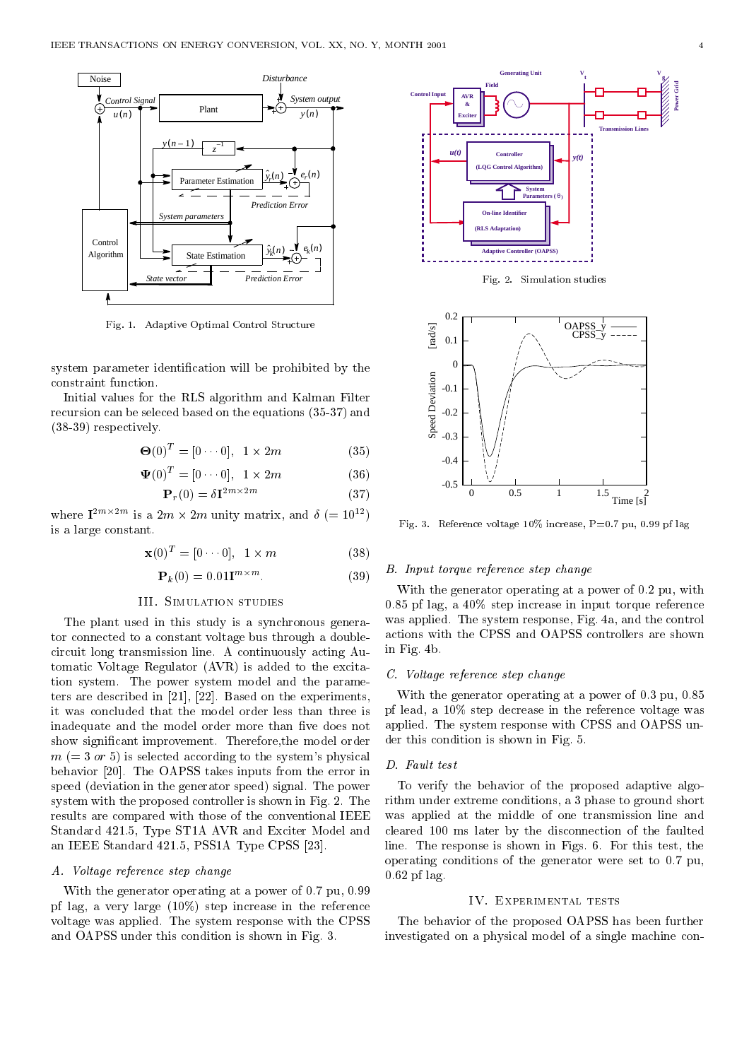Fig. 1. Adaptive Optimal Control Structure

system parameter identification will be prohibited by the constraint function.

Initial values for the RLS algorithm and Kalman Filter recursion can be seleced based on the equations (35-37) and (38-39) respectively.

$$\mathbf{\Theta}(0)^T = [0 \cdots 0], \quad 1 \times 2m \tag{35}$$

$$\mathbf{\Psi}(0)^T = [0 \cdots 0], \quad 1 \times 2m \tag{36}$$

$$\mathbf{P}_r(0) = \delta \mathbf{I}^{2m \times 2m} \tag{37}$$

where $\mathbf{I}^{2m \times 2m}$ is a $2m \times 2m$ unity matrix, and $\delta$ ($= 10^{12}$) is a large constant.

$$\mathbf{x}(0)^T = [0 \cdots 0], \quad 1 \times m \tag{38}$$

$$\mathbf{P}_k(0) = 0.01 \mathbf{I}^{m \times m}. \tag{39}$$

## III. Simulation studies

The plant used in this study is a synchronous generator connected to a constant voltage bus through a double-circuit long transmission line. A continuously acting Automatic Voltage Regulator (AVR) is added to the excitation system. The power system model and the parameters are described in [21], [22]. Based on the experiments, it was concluded that the model order less than three is inadequate and the model order more than five does not show significant improvement. Therefore,the model order $m$ ($= 3$ *or* $5$) is selected according to the system's physical behavior [20]. The OAPSS takes inputs from the error in speed (deviation in the generator speed) signal. The power system with the proposed controller is shown in Fig. 2. The results are compared with the conventional IEEE Standard 421.5, Type ST1A AVR and Exciter Model and an IEEE Standard 421.5, PSS1A Type CPSS [23].

### A. Voltage reference step change

With the generator operating at a power of 0.7 pu, 0.99 pf lag, a very large (10%) step increase in the reference voltage was applied. The system response with the CPSS and OAPSS under this condition is shown in Fig. 3.

Fig. 2. Simulation studies

Fig. 3. Reference voltage 10% increase, P=0.7 pu, 0.99 pf lag

### B. Input torque reference step change

With the generator operating at a power of 0.2 pu, with 0.85 pf lag, a 40% step increase in input torque reference was applied. The system response, Fig. 4a, and the control actions with the CPSS and OAPSS controllers are shown in Fig. 4b.

### C. Voltage reference step change

With the generator operating at a power of 0.3 pu, 0.85 pf lead, a 10% step decrease in the reference voltage was applied. The system response with CPSS and OAPSS under this condition is shown in Fig. 5.

### D. Fault test

To verify the behavior of the proposed adaptive algorithm under extreme conditions, a 3 phase to ground short was applied at the middle of one transmission line and cleared 100 ms later by the disconnection of the faulted line. The response is shown in Figs. 6. For this test, the operating conditions of the generator were set to 0.7 pu, 0.62 pf lag.

## IV. Experimental tests

The behavior of the proposed OAPSS has been further investigated on a physical model of a single machine con-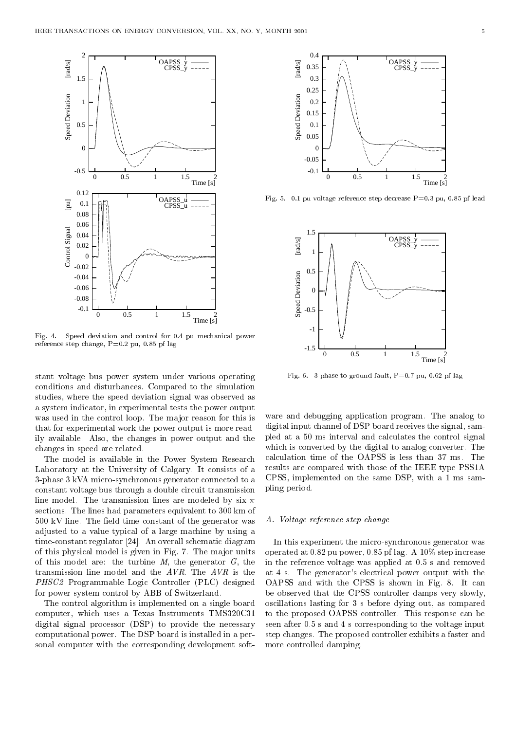Fig. 4. Speed deviation and control for 0.4 pu mechanical power reference step change, P=0.2 pu, 0.85 pf lag

Fig. 5. 0.1 pu voltage reference step decrease P=0.3 pu, 0.85 pf lead

Fig. 6. 3 phase to ground fault, P=0.7 pu, 0.62 pf lag

stant voltage bus power system under various operating conditions and disturbances. Compared to the simulation studies, where the speed deviation signal was observed as a system indicator, in experimental tests the power output was used in the control loop. The major reason for this is that for experimental work the power output is more readily available. Also, the changes in power output and the changes in speed are related.

The model is available in the Power System Research Laboratory at the University of Calgary. It consists of a 3-phase 3 kVA micro-synchronous generator connected to a constant voltage bus through a double circuit transmission line model. The transmission lines are modeled by six $\pi$ sections. The lines had parameters equivalent to 300 km of 500 kV line. The field time constant of the generator was adjusted to a value typical of a large machine by using a time-constant regulator [24]. An overall schematic diagram of this physical model is given in Fig. 7. The major units of this model are: the turbine $M$, the generator $G$, the transmission line model and the *AVR*. The *AVR* is the *PHSC2* Programmable Logic Controller (PLC) designed for power system control by ABB of Switzerland.

The control algorithm is implemented on a single board computer, which uses a Texas Instruments TMS320C31 digital signal processor (DSP) to provide the necessary computational power. The DSP board is installed in a personal computer with the corresponding development software and debugging application program. The analog to digital input channel of DSP board receives the signal, sampled at a 50 ms interval and calculates the control signal which is converted by the digital to analog converter. The calculation time of the OAPSS is less than 37 ms. The results are compared with those of the IEEE type PSS1A CPSS, implemented on the same DSP, with a 1 ms sampling period.

### *A. Voltage reference step change*

In this experiment the micro-synchronous generator was operated at 0.82 pu power, 0.85 pf lag. A 10% step increase in the reference voltage was applied at 0.5 s and removed at 4 s. The generator's electrical power output with the OAPSS and with the CPSS is shown in Fig. 8. It can be observed that the CPSS controller damps very slowly, oscillations lasting for 3 s before dying out, as compared to the proposed OAPSS controller. This response can be seen after 0.5 s and 4 s corresponding to the voltage input step changes. The proposed controller exhibits a faster and more controlled damping.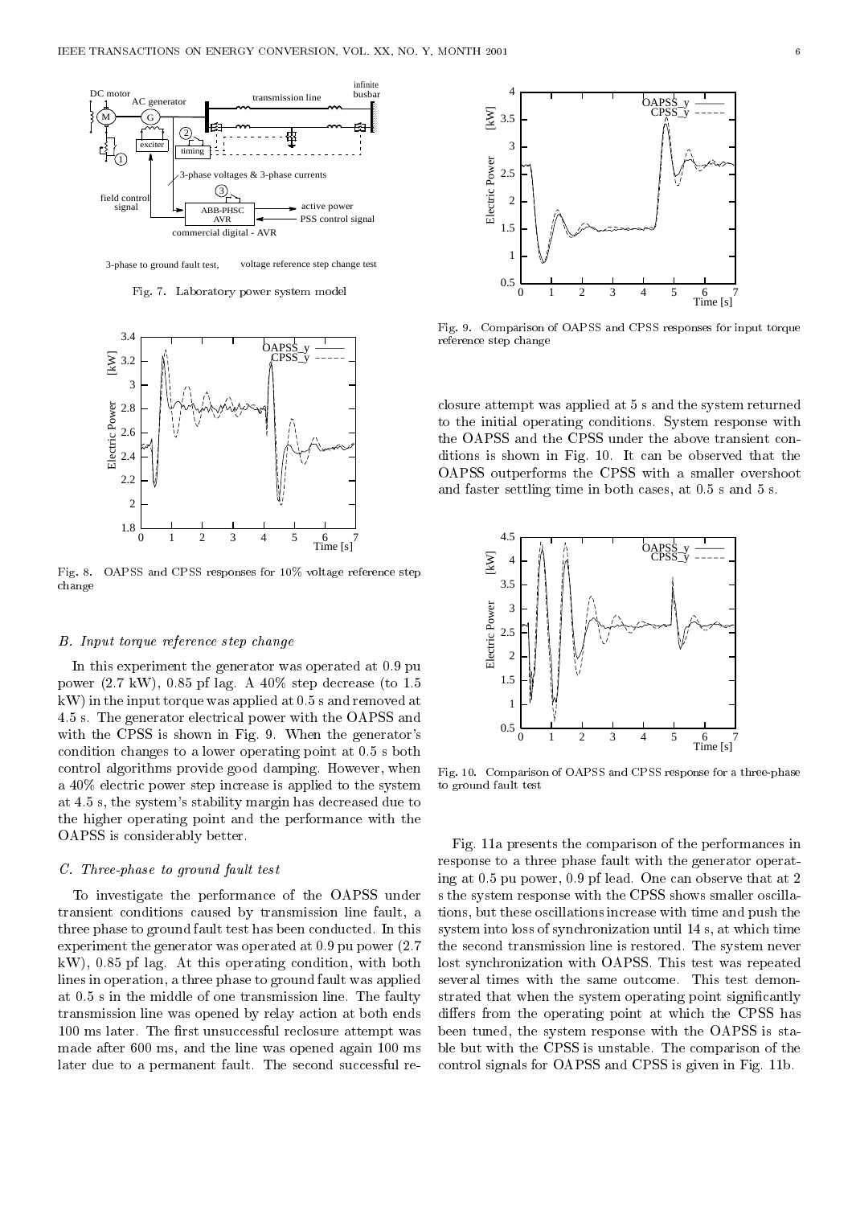Fig. 7. Laboratory power system model

Fig. 8. OAPSS and CPSS responses for 10% voltage reference step change

### B. Input torque reference step change

In this experiment the generator was operated at 0.9 pu power (2.7 kW), 0.85 pf lag. A 40% step decrease (to 1.5 kW) in the input torque was applied at 0.5 s and removed at 4.5 s. The generator electrical power with the OAPSS and with the CPSS is shown in Fig. 9. When the generator's condition changes to a lower operating point at 0.5 s both control algorithms provide good damping. However, when a 40% electric power step increase is applied to the system at 4.5 s, the system's stability margin has decreased due to the higher operating point and the performance with the OAPSS is considerably better.

### C. Three-phase to ground fault test

To investigate the performance of the OAPSS under transient conditions caused by transmission line fault, a three phase to ground fault test has been conducted. In this experiment the generator was operated at 0.9 pu power (2.7 kW), 0.85 pf lag. At this operating condition, with both lines in operation, a three phase to ground fault was applied at 0.5 s in the middle of one transmission line. The faulty transmission line was opened by relay action at both ends 100 ms later. The first unsuccessful reclosure attempt was made after 600 ms, and the line was opened again 100 ms later due to a permanent fault. The second successful reclosure attempt was applied at 5 s and the system returned to the initial operating conditions. System response with the OAPSS and the CPSS under the above transient conditions is shown in Fig. 10. It can be observed that the OAPSS outperforms the CPSS with a smaller overshoot and faster settling time in both cases, at 0.5 s and 5 s.

Fig. 9. Comparison of OAPSS and CPSS responses for input torque reference step change

Fig. 10. Comparison of OAPSS and CPSS response for a three-phase to ground fault test

Fig. 11a presents the comparison of the performances in response to a three phase fault with the generator operating at 0.5 pu power, 0.9 pf lead. One can observe that at 2 s the system response with the CPSS shows smaller oscillations, but these oscillations increase with time and push the system into loss of synchronization until 14 s, at which time the second transmission line is restored. The system never lost synchronization with OAPSS. This test was repeated several times with the same outcome. This test demonstrated that when the system operating point significantly differs from the operating point at which the CPSS has been tuned, the system response with the OAPSS is stable but with the CPSS is unstable. The comparison of the control signals for OAPSS and CPSS is given in Fig. 11b.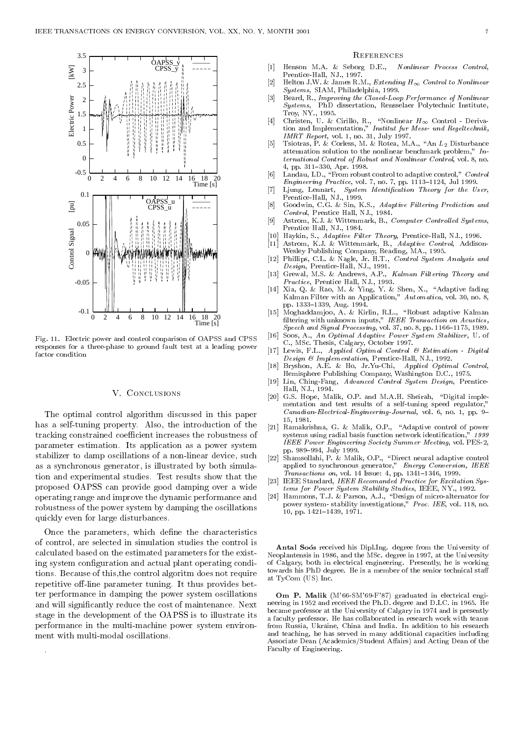OAPSS_y
CPSS_y
Electric Power [kW]
3.5
3
2.5
2
1.5
1
0.5
0
-0.5
0 2 4 6 8 10 12 14 16 18 20
Time [s]

OAPSS_u
CPSS_u
Control Signal [pu]
0.1
0.05
0
-0.05
-0.1
0 2 4 6 8 10 12 14 16 18 20
Time [s]

Fig. 11. Electric power and control conparison of OAPSS and CPSS responses for a three-phase to ground fault test at a leading power factor condition

## V. Conclusions

The optimal control algorithm discussed in this paper has a self-tuning property. Also, the introduction of the tracking constrained coefficient increases the robustness of parameter estimation. Its application as a power system stabilizer to damp oscillations of a non-linear device, such as a synchronous generator, is illustrated by both simulation and experimental studies. Test results show that the proposed OAPSS can provide good damping over a wide operating range and improve the dynamic performance and robustness of the power system by damping the oscillations quickly even for large disturbances.

Once the parameters, which define the characteristics of control, are selected in simulation studies the control is calculated based on the estimated parameters for the existing system configuration and actual plant operating conditions. Because of this,the control algoritm does not require repetitive off-line parameter tuning. It thus provides better performance in damping the power system oscillations and will significantly reduce the cost of maintenance. Next stage in the development of the OAPSS is to illustrate its performance in the multi-machine power system environment with multi-modal oscillations.

## References

[1] Henson M.A. & Seborg D.E., *Nonlinear Process Control*, Prentice-Hall, NJ., 1997.

[2] Helton J.W. & James R.M., *Extending $H_\infty$ Control to Nonlinear Systems*, SIAM, Philadelphia, 1999.

[3] Beard, R., *Improving the Closed-Loop Performance of Nonlinear Systems*, PhD dissertation, Rensselaer Polytechnic Institute, Troy, NY., 1995.

[4] Christen, U. & Cirillo, R., "Nonlinear $H_\infty$ Control - Derivation and Implementation," *Institut fur Mess- und Regeltechnik, IMRT Report*, vol. 1, no. 31, July 1997.

[5] Tsiotras, P. & Corless, M. & Rotea, M.A., "An $L_2$ Disturbance attenuation solution to the nonlinear benchmark problem," *International Control of Robust and Nonlinear Control*, vol. 8, no. 4, pp. 311–330, Apr. 1998.

[6] Landau, I.D., "From robust control to adaptive control," *Control Engineering Practice*, vol. 7, no. 7, pp. 1113–1124, Jul 1999.

[7] Ljung, Lennart, *System Identification Theory for the User*, Prentice-Hall, NJ., 1999.

[8] Goodwin, C.G. & Sin, K.S., *Adaptive Filtering Prediction and Control*, Prentice Hall, NJ., 1984.

[9] Astrom, K.J. & Wittenmark, B., *Computer Controlled Systems*, Prentice Hall, NJ., 1984.

[10] Haykin, S., *Adaptive Filter Theory*, Prentice-Hall, NJ., 1996.

[11] Astrom, K.J. & Wittenmark, B., *Adaptive Control*, Addison-Wesley Publishing Company, Reading, MA., 1995.

[12] Phillips, C.L. & Nagle, Jr. H.T., *Control System Analysis and Design*, Prentice-Hall, NJ., 1991.

[13] Grewal, M.S. & Andrews, A.P., *Kalman Filtering Theory and Practice*, Prentice Hall, NJ., 1993.

[14] Xia, Q. & Rao, M. & Ying, Y. & Shen, X., "Adaptive fading Kalman Filter with an Application," *Automatica*, vol. 30, no. 8, pp. 1333–1339, Aug. 1994.

[15] Moghaddamjoo, A. & Kirlin, R.L., "Robust adaptive Kalman filtering with unknown inputs," *IEEE Transaction on Acustics, Speech and Signal Processing*, vol. 37, no. 8, pp. 1166–1175, 1989.

[16] Soos, A., *An Optimal Adaptive Power System Stabilizer*, U. of C., MSc. Thesis, Calgary, October 1997.

[17] Lewis, F.L., *Applied Optimal Control & Estimation - Digital Design & Implementation*, Prentice-Hall, NJ., 1992.

[18] Bryshon, A.E. & Ho, Jr.Yu-Chi, *Applied Optimal Control*, Hemisphere Publishing Company, Washington D.C., 1975.

[19] Lin, Ching-Fang, *Advanced Control System Design*, Prentice-Hall, NJ., 1994.

[20] G.S. Hope, Malik, O.P. and M.A.H. Sheirah, "Digital implementation and test results of a self-tuning speed regulator," *Canadian-Electrical-Engineering-Journal*, vol. 6, no. 1, pp. 9–15, 1981.

[21] Ramakrishna, G. & Malik, O.P., "Adaptive control of power systems using radial basis function network identification," *1999 IEEE Power Engineering Society Summer Meeting*, vol. PES-2, pp. 989–994, July 1999.

[22] Shamsollahi, P. & Malik, O.P., "Direct neural adaptive control applied to synchronous generator," *Energy Conversion, IEEE Transactions on*, vol. 14 Issue: 4, pp. 1341–1346, 1999.

[23] IEEE Standard, *IEEE Recomanded Practice for Excitation Systems for Power System Stability Studies*, IEEE, NY., 1992.

[24] Hammons, T.J. & Parson, A.J., "Design of micro-alternator for power system- stability investigations," *Proc. IEE*, vol. 118, no. 10, pp. 1421–1439, 1971.

**Antal Soós** received his Dipl.Ing. degree from the University of Neoplantensis in 1986, and the MSc. degree in 1997, at the University of Calgary, both in electrical engineering. Presently, he is working towards his PhD degree. He is a member of the senior technical staff at TyCom (US) Inc.

**Om P. Malik** (M'66-SM'69-F'87) graduated in electrical engineering in 1952 and received the Ph.D. degree and D.I.C. in 1965. He became professor at the University of Calgary in 1974 and is presently a faculty professor. He has collaborated in research work with teams from Russia, Ukraine, China and India. In addition to his research and teaching, he has served in many additional capacities including Associate Dean (Academics/Student Affairs) and Acting Dean of the Faculty of Engineering.